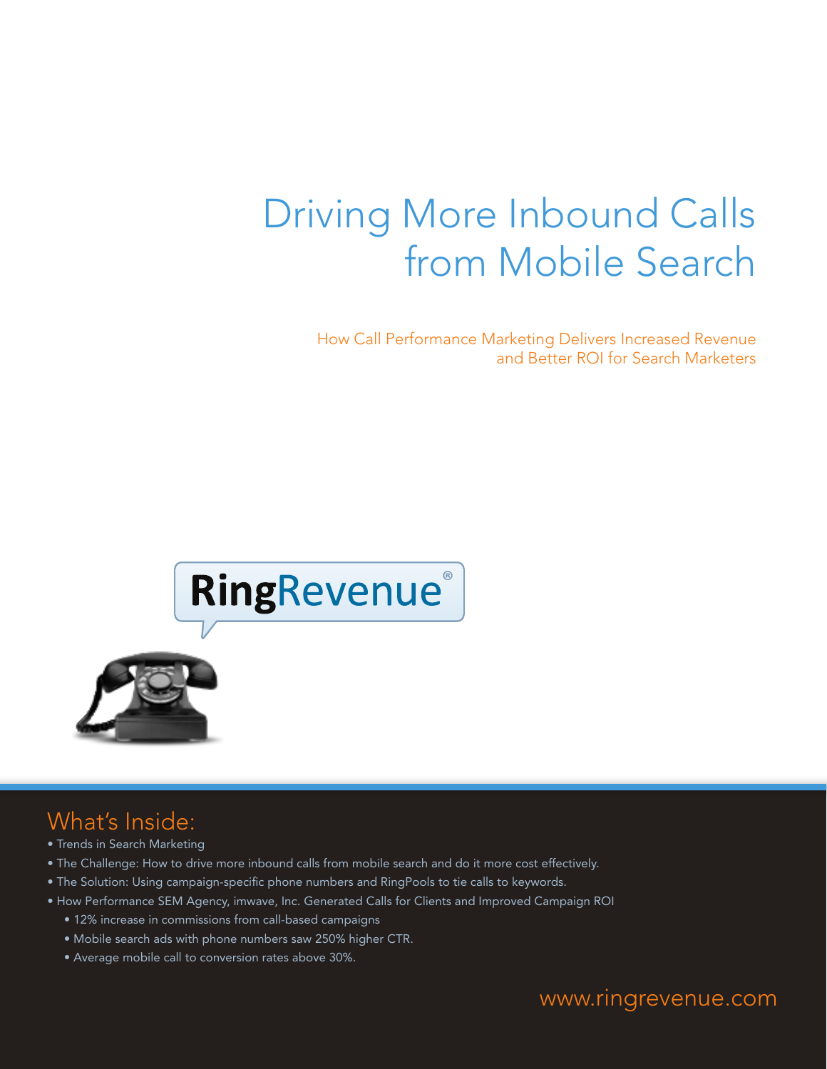# Driving More Inbound Calls from Mobile Search

How Call Performance Marketing Delivers Increased Revenue and Better ROI for Search Marketers

RingRevenue®

## What's Inside:

- Trends in Search Marketing
- The Challenge: How to drive more inbound calls from mobile search and do it more cost effectively.
- The Solution: Using campaign-specific phone numbers and RingPools to tie calls to keywords.
- How Performance SEM Agency, imwave, Inc. Generated Calls for Clients and Improved Campaign ROI
  - 12% increase in commissions from call-based campaigns
  - Mobile search ads with phone numbers saw 250% higher CTR.
  - Average mobile call to conversion rates above 30%.

www.ringrevenue.com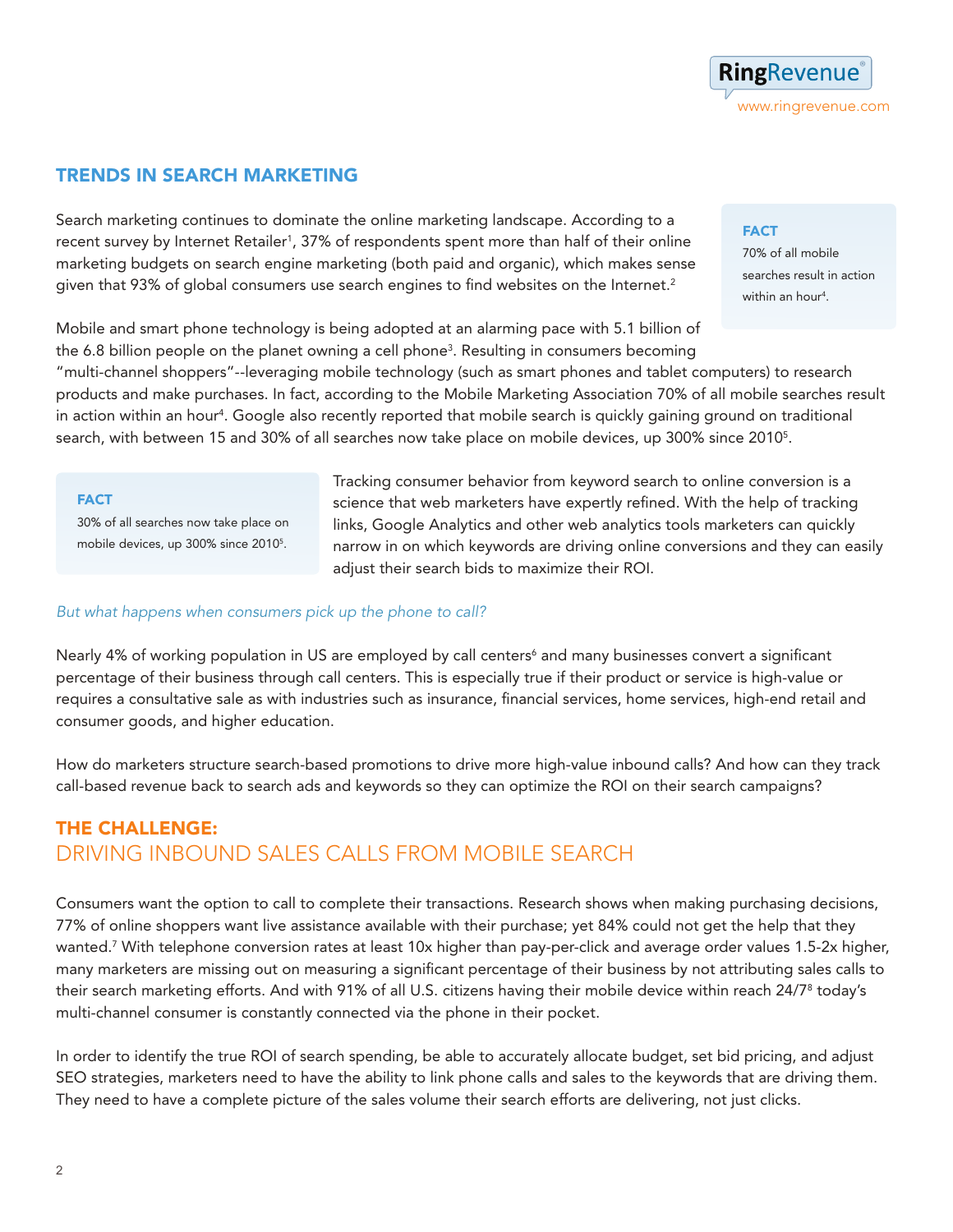## TRENDS IN SEARCH MARKETING

Search marketing continues to dominate the online marketing landscape. According to a recent survey by Internet Retailer[1], 37% of respondents spent more than half of their online marketing budgets on search engine marketing (both paid and organic), which makes sense given that 93% of global consumers use search engines to find websites on the Internet.[2]

> **FACT**
> 70% of all mobile searches result in action within an hour[4].

Mobile and smart phone technology is being adopted at an alarming pace with 5.1 billion of the 6.8 billion people on the planet owning a cell phone[3]. Resulting in consumers becoming "multi-channel shoppers"--leveraging mobile technology (such as smart phones and tablet computers) to research products and make purchases. In fact, according to the Mobile Marketing Association 70% of all mobile searches result in action within an hour[4]. Google also recently reported that mobile search is quickly gaining ground on traditional search, with between 15 and 30% of all searches now take place on mobile devices, up 300% since 2010[5].

> **FACT**
> 30% of all searches now take place on mobile devices, up 300% since 2010[5].

Tracking consumer behavior from keyword search to online conversion is a science that web marketers have expertly refined. With the help of tracking links, Google Analytics and other web analytics tools marketers can quickly narrow in on which keywords are driving online conversions and they can easily adjust their search bids to maximize their ROI.

*But what happens when consumers pick up the phone to call?*

Nearly 4% of working population in US are employed by call centers[6] and many businesses convert a significant percentage of their business through call centers. This is especially true if their product or service is high-value or requires a consultative sale as with industries such as insurance, financial services, home services, high-end retail and consumer goods, and higher education.

How do marketers structure search-based promotions to drive more high-value inbound calls? And how can they track call-based revenue back to search ads and keywords so they can optimize the ROI on their search campaigns?

## THE CHALLENGE:
## DRIVING INBOUND SALES CALLS FROM MOBILE SEARCH

Consumers want the option to call to complete their transactions. Research shows when making purchasing decisions, 77% of online shoppers want live assistance available with their purchase; yet 84% could not get the help that they wanted.[7] With telephone conversion rates at least 10x higher than pay-per-click and average order values 1.5-2x higher, many marketers are missing out on measuring a significant percentage of their business by not attributing sales calls to their search marketing efforts. And with 91% of all U.S. citizens having their mobile device within reach 24/7[8] today's multi-channel consumer is constantly connected via the phone in their pocket.

In order to identify the true ROI of search spending, be able to accurately allocate budget, set bid pricing, and adjust SEO strategies, marketers need to have the ability to link phone calls and sales to the keywords that are driving them. They need to have a complete picture of the sales volume their search efforts are delivering, not just clicks.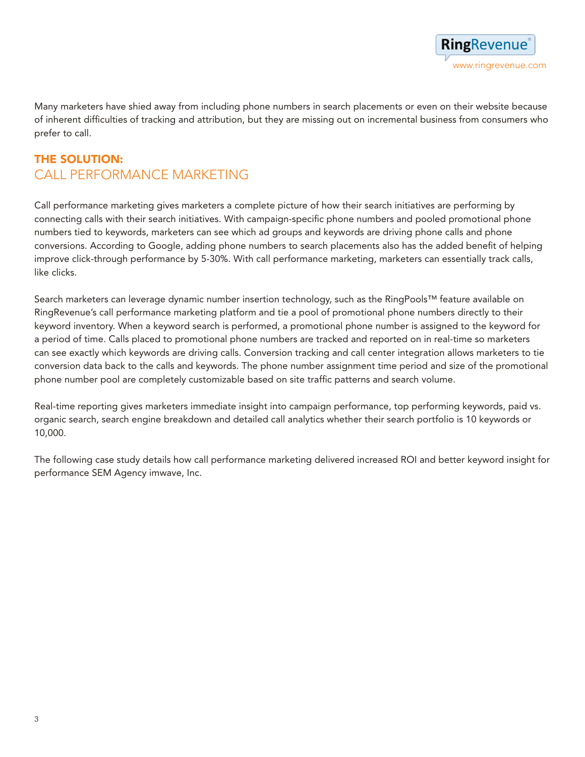Many marketers have shied away from including phone numbers in search placements or even on their website because of inherent difficulties of tracking and attribution, but they are missing out on incremental business from consumers who prefer to call.

## THE SOLUTION:
## CALL PERFORMANCE MARKETING

Call performance marketing gives marketers a complete picture of how their search initiatives are performing by connecting calls with their search initiatives. With campaign-specific phone numbers and pooled promotional phone numbers tied to keywords, marketers can see which ad groups and keywords are driving phone calls and phone conversions. According to Google, adding phone numbers to search placements also has the added benefit of helping improve click-through performance by 5-30%. With call performance marketing, marketers can essentially track calls, like clicks.

Search marketers can leverage dynamic number insertion technology, such as the RingPools™ feature available on RingRevenue's call performance marketing platform and tie a pool of promotional phone numbers directly to their keyword inventory. When a keyword search is performed, a promotional phone number is assigned to the keyword for a period of time. Calls placed to promotional phone numbers are tracked and reported on in real-time so marketers can see exactly which keywords are driving calls. Conversion tracking and call center integration allows marketers to tie conversion data back to the calls and keywords. The phone number assignment time period and size of the promotional phone number pool are completely customizable based on site traffic patterns and search volume.

Real-time reporting gives marketers immediate insight into campaign performance, top performing keywords, paid vs. organic search, search engine breakdown and detailed call analytics whether their search portfolio is 10 keywords or 10,000.

The following case study details how call performance marketing delivered increased ROI and better keyword insight for performance SEM Agency imwave, Inc.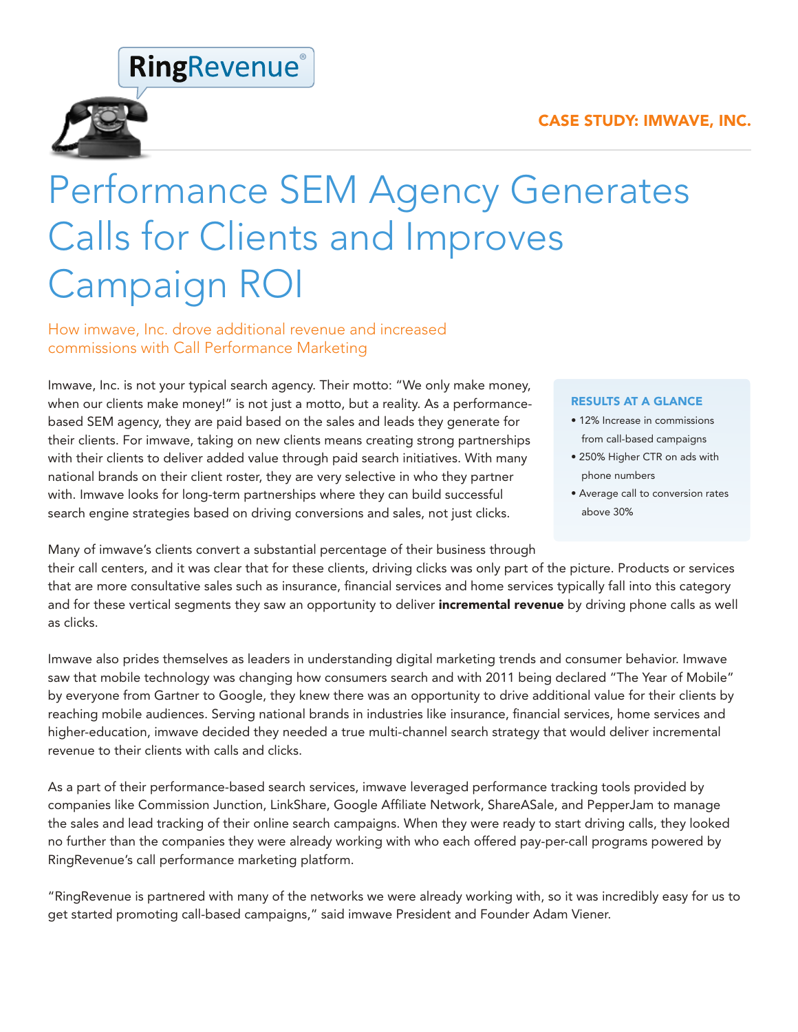RingRevenue®

**CASE STUDY: IMWAVE, INC.**

# Performance SEM Agency Generates Calls for Clients and Improves Campaign ROI

## How imwave, Inc. drove additional revenue and increased commissions with Call Performance Marketing

Imwave, Inc. is not your typical search agency. Their motto: "We only make money, when our clients make money!" is not just a motto, but a reality. As a performance-based SEM agency, they are paid based on the sales and leads they generate for their clients. For imwave, taking on new clients means creating strong partnerships with their clients to deliver added value through paid search initiatives. With many national brands on their client roster, they are very selective in who they partner with. Imwave looks for long-term partnerships where they can build successful search engine strategies based on driving conversions and sales, not just clicks.

**RESULTS AT A GLANCE**

- 12% Increase in commissions from call-based campaigns
- 250% Higher CTR on ads with phone numbers
- Average call to conversion rates above 30%

Many of imwave's clients convert a substantial percentage of their business through their call centers, and it was clear that for these clients, driving clicks was only part of the picture. Products or services that are more consultative sales such as insurance, financial services and home services typically fall into this category and for these vertical segments they saw an opportunity to deliver **incremental revenue** by driving phone calls as well as clicks.

Imwave also prides themselves as leaders in understanding digital marketing trends and consumer behavior. Imwave saw that mobile technology was changing how consumers search and with 2011 being declared "The Year of Mobile" by everyone from Gartner to Google, they knew there was an opportunity to drive additional value for their clients by reaching mobile audiences. Serving national brands in industries like insurance, financial services, home services and higher-education, imwave decided they needed a true multi-channel search strategy that would deliver incremental revenue to their clients with calls and clicks.

As a part of their performance-based search services, imwave leveraged performance tracking tools provided by companies like Commission Junction, LinkShare, Google Affiliate Network, ShareASale, and PepperJam to manage the sales and lead tracking of their online search campaigns. When they were ready to start driving calls, they looked no further than the companies they were already working with who each offered pay-per-call programs powered by RingRevenue's call performance marketing platform.

"RingRevenue is partnered with many of the networks we were already working with, so it was incredibly easy for us to get started promoting call-based campaigns," said imwave President and Founder Adam Viener.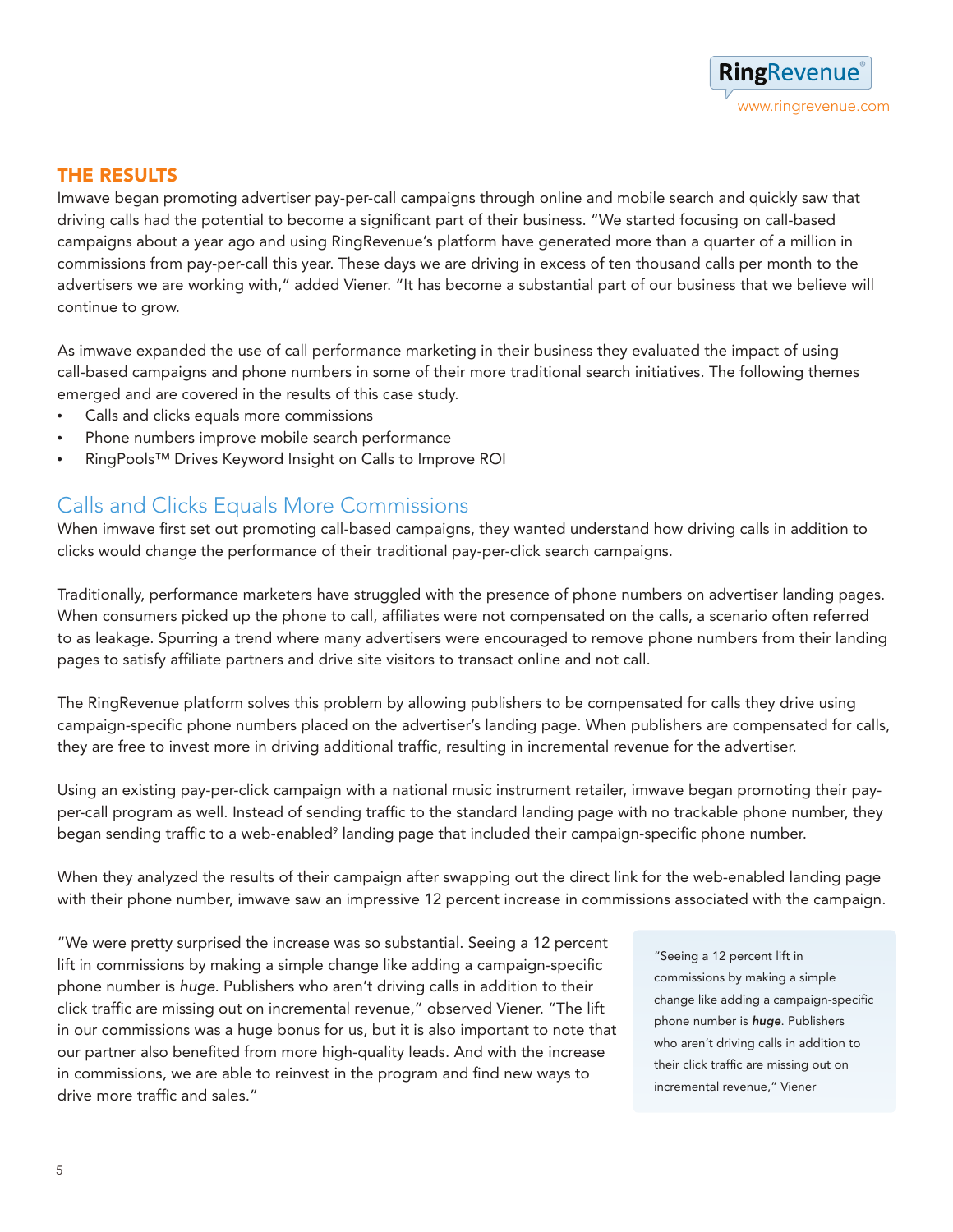## THE RESULTS

Imwave began promoting advertiser pay-per-call campaigns through online and mobile search and quickly saw that driving calls had the potential to become a significant part of their business. "We started focusing on call-based campaigns about a year ago and using RingRevenue's platform have generated more than a quarter of a million in commissions from pay-per-call this year. These days we are driving in excess of ten thousand calls per month to the advertisers we are working with," added Viener. "It has become a substantial part of our business that we believe will continue to grow.

As imwave expanded the use of call performance marketing in their business they evaluated the impact of using call-based campaigns and phone numbers in some of their more traditional search initiatives. The following themes emerged and are covered in the results of this case study.

- Calls and clicks equals more commissions
- Phone numbers improve mobile search performance
- RingPools™ Drives Keyword Insight on Calls to Improve ROI

### Calls and Clicks Equals More Commissions

When imwave first set out promoting call-based campaigns, they wanted understand how driving calls in addition to clicks would change the performance of their traditional pay-per-click search campaigns.

Traditionally, performance marketers have struggled with the presence of phone numbers on advertiser landing pages. When consumers picked up the phone to call, affiliates were not compensated on the calls, a scenario often referred to as leakage. Spurring a trend where many advertisers were encouraged to remove phone numbers from their landing pages to satisfy affiliate partners and drive site visitors to transact online and not call.

The RingRevenue platform solves this problem by allowing publishers to be compensated for calls they drive using campaign-specific phone numbers placed on the advertiser's landing page. When publishers are compensated for calls, they are free to invest more in driving additional traffic, resulting in incremental revenue for the advertiser.

Using an existing pay-per-click campaign with a national music instrument retailer, imwave began promoting their pay-per-call program as well. Instead of sending traffic to the standard landing page with no trackable phone number, they began sending traffic to a web-enabled[9] landing page that included their campaign-specific phone number.

When they analyzed the results of their campaign after swapping out the direct link for the web-enabled landing page with their phone number, imwave saw an impressive 12 percent increase in commissions associated with the campaign.

"We were pretty surprised the increase was so substantial. Seeing a 12 percent lift in commissions by making a simple change like adding a campaign-specific phone number is *huge*. Publishers who aren't driving calls in addition to their click traffic are missing out on incremental revenue," observed Viener. "The lift in our commissions was a huge bonus for us, but it is also important to note that our partner also benefited from more high-quality leads. And with the increase in commissions, we are able to reinvest in the program and find new ways to drive more traffic and sales."

> "Seeing a 12 percent lift in commissions by making a simple change like adding a campaign-specific phone number is ***huge***. Publishers who aren't driving calls in addition to their click traffic are missing out on incremental revenue," Viener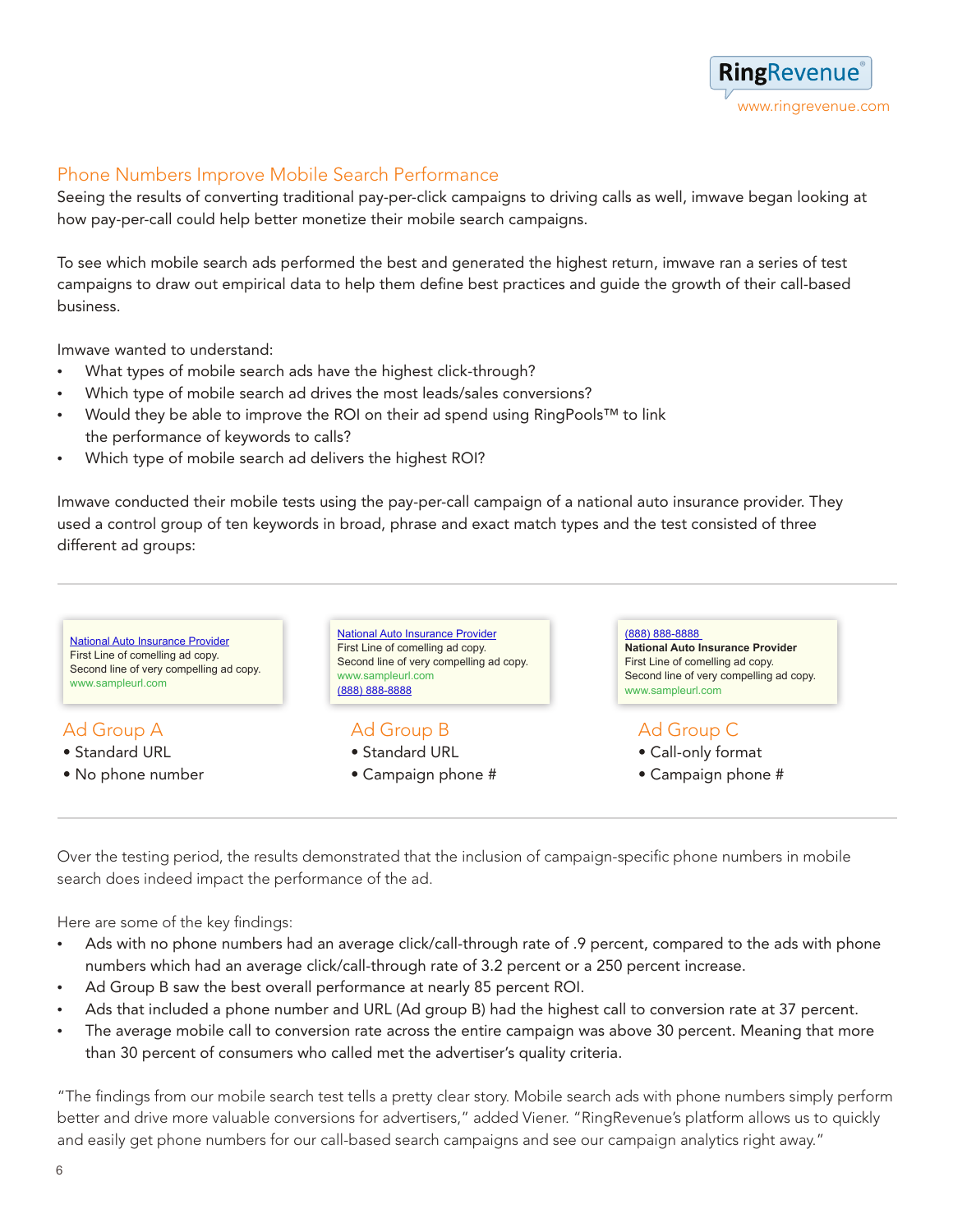## Phone Numbers Improve Mobile Search Performance

Seeing the results of converting traditional pay-per-click campaigns to driving calls as well, imwave began looking at how pay-per-call could help better monetize their mobile search campaigns.

To see which mobile search ads performed the best and generated the highest return, imwave ran a series of test campaigns to draw out empirical data to help them define best practices and guide the growth of their call-based business.

Imwave wanted to understand:

- What types of mobile search ads have the highest click-through?
- Which type of mobile search ad drives the most leads/sales conversions?
- Would they be able to improve the ROI on their ad spend using RingPools™ to link the performance of keywords to calls?
- Which type of mobile search ad delivers the highest ROI?

Imwave conducted their mobile tests using the pay-per-call campaign of a national auto insurance provider. They used a control group of ten keywords in broad, phrase and exact match types and the test consisted of three different ad groups:

National Auto Insurance Provider
First Line of comelling ad copy.
Second line of very compelling ad copy.
www.sampleurl.com

### Ad Group A

- Standard URL
- No phone number

National Auto Insurance Provider
First Line of comelling ad copy.
Second line of very compelling ad copy.
www.sampleurl.com
(888) 888-8888

### Ad Group B

- Standard URL
- Campaign phone #

(888) 888-8888
**National Auto Insurance Provider**
First Line of comelling ad copy.
Second line of very compelling ad copy.
www.sampleurl.com

### Ad Group C

- Call-only format
- Campaign phone #

Over the testing period, the results demonstrated that the inclusion of campaign-specific phone numbers in mobile search does indeed impact the performance of the ad.

Here are some of the key findings:

- Ads with no phone numbers had an average click/call-through rate of .9 percent, compared to the ads with phone numbers which had an average click/call-through rate of 3.2 percent or a 250 percent increase.
- Ad Group B saw the best overall performance at nearly 85 percent ROI.
- Ads that included a phone number and URL (Ad group B) had the highest call to conversion rate at 37 percent.
- The average mobile call to conversion rate across the entire campaign was above 30 percent. Meaning that more than 30 percent of consumers who called met the advertiser's quality criteria.

"The findings from our mobile search test tells a pretty clear story. Mobile search ads with phone numbers simply perform better and drive more valuable conversions for advertisers," added Viener. "RingRevenue's platform allows us to quickly and easily get phone numbers for our call-based search campaigns and see our campaign analytics right away."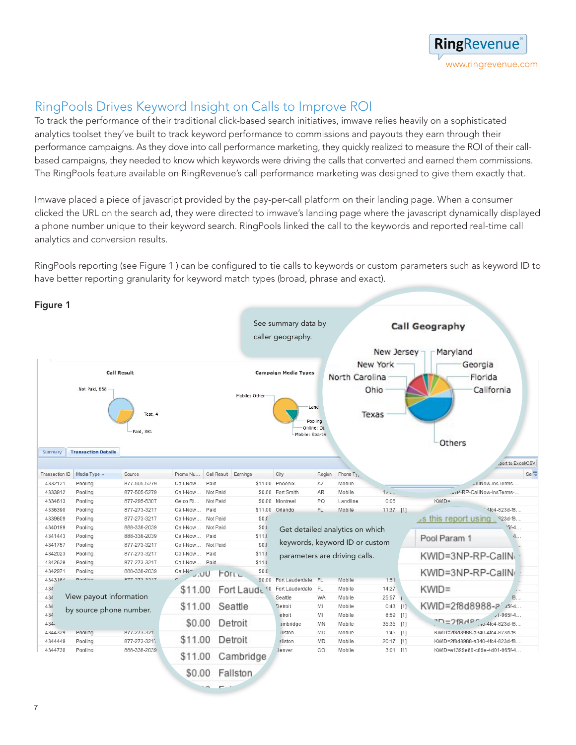## RingPools Drives Keyword Insight on Calls to Improve ROI

To track the performance of their traditional click-based search initiatives, imwave relies heavily on a sophisticated analytics toolset they've built to track keyword performance to commissions and payouts they earn through their performance campaigns. As they dove into call performance marketing, they quickly realized to measure the ROI of their call-based campaigns, they needed to know which keywords were driving the calls that converted and earned them commissions. The RingPools feature available on RingRevenue's call performance marketing was designed to give them exactly that.

Imwave placed a piece of javascript provided by the pay-per-call platform on their landing page. When a consumer clicked the URL on the search ad, they were directed to imwave's landing page where the javascript dynamically displayed a phone number unique to their keyword search. RingPools linked the call to the keywords and reported real-time call analytics and conversion results.

RingPools reporting (see Figure 1 ) can be configured to tie calls to keywords or custom parameters such as keyword ID to have better reporting granularity for keyword match types (broad, phrase and exact).

**Figure 1**

See summary data by caller geography.

Get detailed analytics on which keywords, keyword ID or custom parameters are driving calls.

View payout information by source phone number.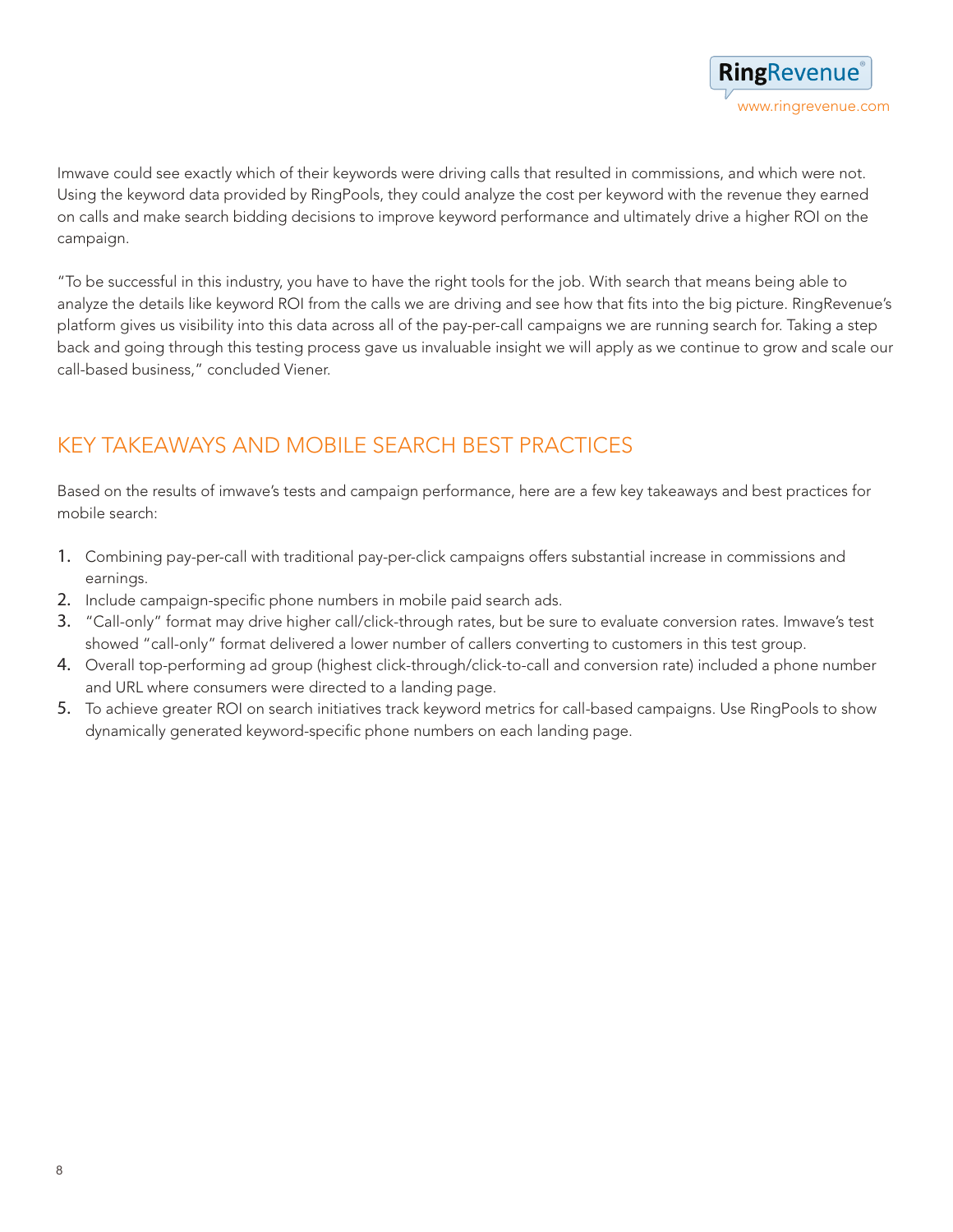Imwave could see exactly which of their keywords were driving calls that resulted in commissions, and which were not. Using the keyword data provided by RingPools, they could analyze the cost per keyword with the revenue they earned on calls and make search bidding decisions to improve keyword performance and ultimately drive a higher ROI on the campaign.

"To be successful in this industry, you have to have the right tools for the job. With search that means being able to analyze the details like keyword ROI from the calls we are driving and see how that fits into the big picture. RingRevenue's platform gives us visibility into this data across all of the pay-per-call campaigns we are running search for. Taking a step back and going through this testing process gave us invaluable insight we will apply as we continue to grow and scale our call-based business," concluded Viener.

## KEY TAKEAWAYS AND MOBILE SEARCH BEST PRACTICES

Based on the results of imwave's tests and campaign performance, here are a few key takeaways and best practices for mobile search:

1. Combining pay-per-call with traditional pay-per-click campaigns offers substantial increase in commissions and earnings.
2. Include campaign-specific phone numbers in mobile paid search ads.
3. "Call-only" format may drive higher call/click-through rates, but be sure to evaluate conversion rates. Imwave's test showed "call-only" format delivered a lower number of callers converting to customers in this test group.
4. Overall top-performing ad group (highest click-through/click-to-call and conversion rate) included a phone number and URL where consumers were directed to a landing page.
5. To achieve greater ROI on search initiatives track keyword metrics for call-based campaigns. Use RingPools to show dynamically generated keyword-specific phone numbers on each landing page.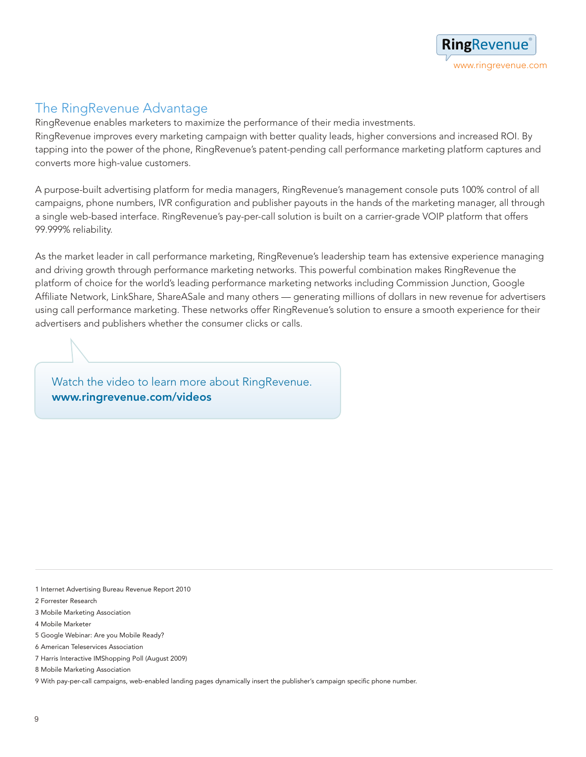## The RingRevenue Advantage

RingRevenue enables marketers to maximize the performance of their media investments. RingRevenue improves every marketing campaign with better quality leads, higher conversions and increased ROI. By tapping into the power of the phone, RingRevenue's patent-pending call performance marketing platform captures and converts more high-value customers.

A purpose-built advertising platform for media managers, RingRevenue's management console puts 100% control of all campaigns, phone numbers, IVR configuration and publisher payouts in the hands of the marketing manager, all through a single web-based interface. RingRevenue's pay-per-call solution is built on a carrier-grade VOIP platform that offers 99.999% reliability.

As the market leader in call performance marketing, RingRevenue's leadership team has extensive experience managing and driving growth through performance marketing networks. This powerful combination makes RingRevenue the platform of choice for the world's leading performance marketing networks including Commission Junction, Google Affiliate Network, LinkShare, ShareASale and many others — generating millions of dollars in new revenue for advertisers using call performance marketing. These networks offer RingRevenue's solution to ensure a smooth experience for their advertisers and publishers whether the consumer clicks or calls.

Watch the video to learn more about RingRevenue.
**www.ringrevenue.com/videos**

1 Internet Advertising Bureau Revenue Report 2010
2 Forrester Research
3 Mobile Marketing Association
4 Mobile Marketer
5 Google Webinar: Are you Mobile Ready?
6 American Teleservices Association
7 Harris Interactive IMShopping Poll (August 2009)
8 Mobile Marketing Association
9 With pay-per-call campaigns, web-enabled landing pages dynamically insert the publisher's campaign specific phone number.